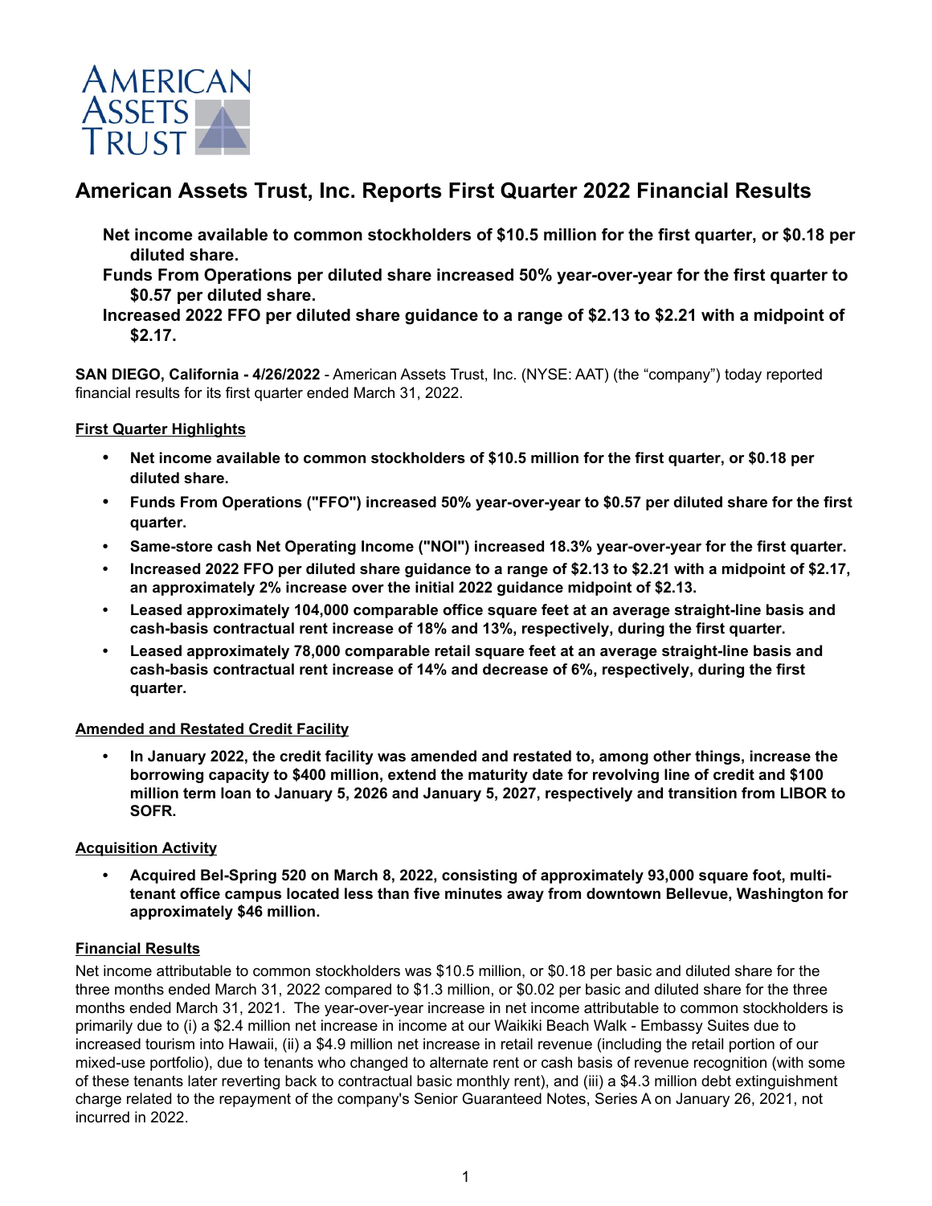# American Assets Trust, Inc. Reports First Quarter 2022 Financial Results

**Net income available to common stockholders of $10.5 million for the first quarter, or $0.18 per diluted share.**
**Funds From Operations per diluted share increased 50% year-over-year for the first quarter to $0.57 per diluted share.**
**Increased 2022 FFO per diluted share guidance to a range of $2.13 to $2.21 with a midpoint of $2.17.**

**SAN DIEGO, California - 4/26/2022** - American Assets Trust, Inc. (NYSE: AAT) (the "company") today reported financial results for its first quarter ended March 31, 2022.

**First Quarter Highlights**

- **Net income available to common stockholders of $10.5 million for the first quarter, or $0.18 per diluted share.**
- **Funds From Operations ("FFO") increased 50% year-over-year to $0.57 per diluted share for the first quarter.**
- **Same-store cash Net Operating Income ("NOI") increased 18.3% year-over-year for the first quarter.**
- **Increased 2022 FFO per diluted share guidance to a range of $2.13 to $2.21 with a midpoint of $2.17, an approximately 2% increase over the initial 2022 guidance midpoint of $2.13.**
- **Leased approximately 104,000 comparable office square feet at an average straight-line basis and cash-basis contractual rent increase of 18% and 13%, respectively, during the first quarter.**
- **Leased approximately 78,000 comparable retail square feet at an average straight-line basis and cash-basis contractual rent increase of 14% and decrease of 6%, respectively, during the first quarter.**

**Amended and Restated Credit Facility**

- **In January 2022, the credit facility was amended and restated to, among other things, increase the borrowing capacity to $400 million, extend the maturity date for revolving line of credit and $100 million term loan to January 5, 2026 and January 5, 2027, respectively and transition from LIBOR to SOFR.**

**Acquisition Activity**

- **Acquired Bel-Spring 520 on March 8, 2022, consisting of approximately 93,000 square foot, multi-tenant office campus located less than five minutes away from downtown Bellevue, Washington for approximately $46 million.**

**Financial Results**

Net income attributable to common stockholders was $10.5 million, or $0.18 per basic and diluted share for the three months ended March 31, 2022 compared to $1.3 million, or $0.02 per basic and diluted share for the three months ended March 31, 2021. The year-over-year increase in net income attributable to common stockholders is primarily due to (i) a $2.4 million net increase in income at our Waikiki Beach Walk - Embassy Suites due to increased tourism into Hawaii, (ii) a $4.9 million net increase in retail revenue (including the retail portion of our mixed-use portfolio), due to tenants who changed to alternate rent or cash basis of revenue recognition (with some of these tenants later reverting back to contractual basic monthly rent), and (iii) a $4.3 million debt extinguishment charge related to the repayment of the company's Senior Guaranteed Notes, Series A on January 26, 2021, not incurred in 2022.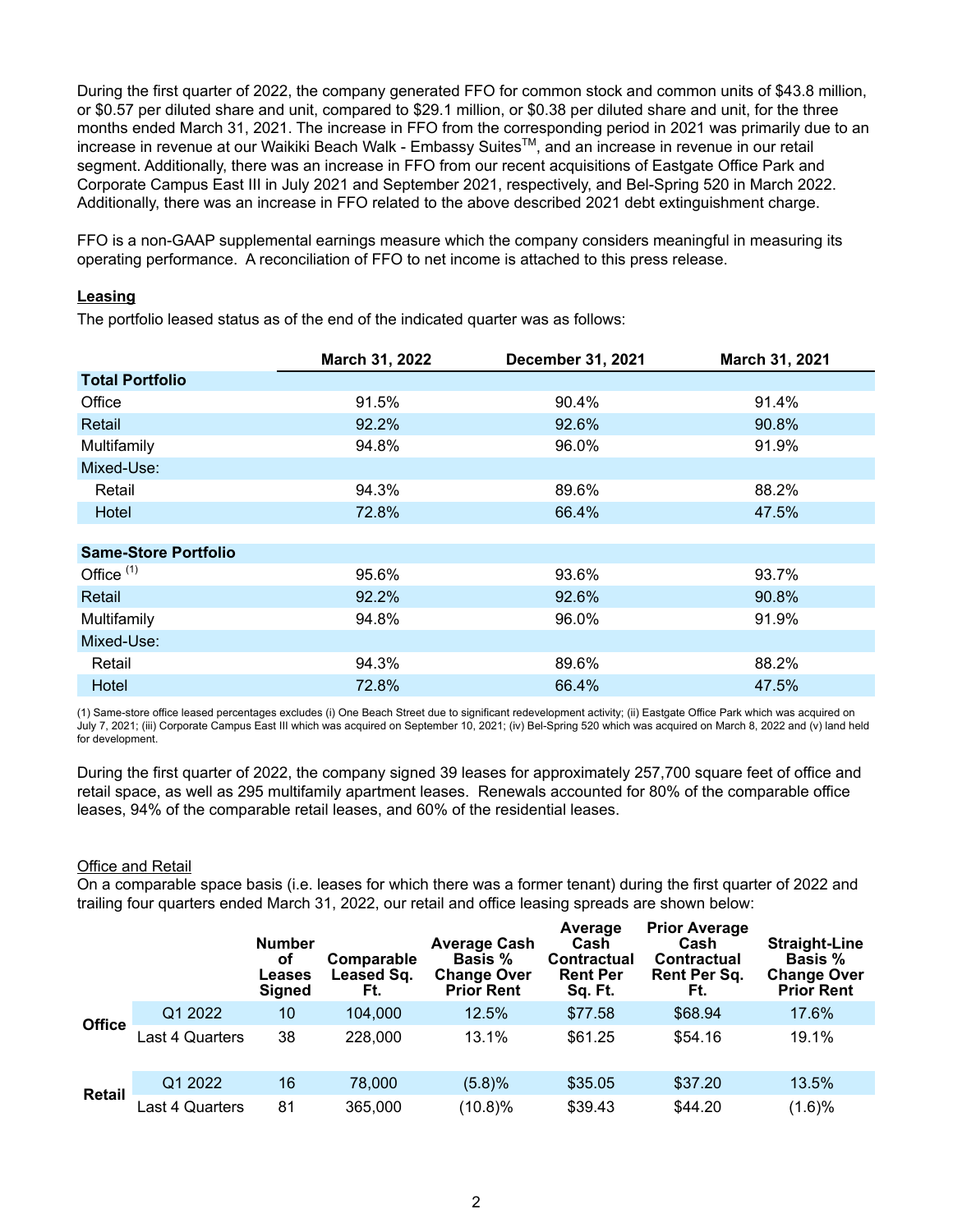During the first quarter of 2022, the company generated FFO for common stock and common units of $43.8 million, or $0.57 per diluted share and unit, compared to $29.1 million, or $0.38 per diluted share and unit, for the three months ended March 31, 2021. The increase in FFO from the corresponding period in 2021 was primarily due to an increase in revenue at our Waikiki Beach Walk - Embassy Suites™, and an increase in revenue in our retail segment. Additionally, there was an increase in FFO from our recent acquisitions of Eastgate Office Park and Corporate Campus East III in July 2021 and September 2021, respectively, and Bel-Spring 520 in March 2022. Additionally, there was an increase in FFO related to the above described 2021 debt extinguishment charge.

FFO is a non-GAAP supplemental earnings measure which the company considers meaningful in measuring its operating performance. A reconciliation of FFO to net income is attached to this press release.

## Leasing

The portfolio leased status as of the end of the indicated quarter was as follows:

| | March 31, 2022 | December 31, 2021 | March 31, 2021 |
|---|---|---|---|
| **Total Portfolio** | | | |
| Office | 91.5% | 90.4% | 91.4% |
| Retail | 92.2% | 92.6% | 90.8% |
| Multifamily | 94.8% | 96.0% | 91.9% |
| Mixed-Use: | | | |
| Retail | 94.3% | 89.6% | 88.2% |
| Hotel | 72.8% | 66.4% | 47.5% |
| | | | |
| **Same-Store Portfolio** | | | |
| Office [(1)] | 95.6% | 93.6% | 93.7% |
| Retail | 92.2% | 92.6% | 90.8% |
| Multifamily | 94.8% | 96.0% | 91.9% |
| Mixed-Use: | | | |
| Retail | 94.3% | 89.6% | 88.2% |
| Hotel | 72.8% | 66.4% | 47.5% |

(1) Same-store office leased percentages excludes (i) One Beach Street due to significant redevelopment activity; (ii) Eastgate Office Park which was acquired on July 7, 2021; (iii) Corporate Campus East III which was acquired on September 10, 2021; (iv) Bel-Spring 520 which was acquired on March 8, 2022 and (v) land held for development.

During the first quarter of 2022, the company signed 39 leases for approximately 257,700 square feet of office and retail space, as well as 295 multifamily apartment leases. Renewals accounted for 80% of the comparable office leases, 94% of the comparable retail leases, and 60% of the residential leases.

### Office and Retail

On a comparable space basis (i.e. leases for which there was a former tenant) during the first quarter of 2022 and trailing four quarters ended March 31, 2022, our retail and office leasing spreads are shown below:

| | | Number of Leases Signed | Comparable Leased Sq. Ft. | Average Cash Basis % Change Over Prior Rent | Average Cash Contractual Rent Per Sq. Ft. | Prior Average Cash Contractual Rent Per Sq. Ft. | Straight-Line Basis % Change Over Prior Rent |
|---|---|---|---|---|---|---|---|
| **Office** | Q1 2022 | 10 | 104,000 | 12.5% | $77.58 | $68.94 | 17.6% |
| | Last 4 Quarters | 38 | 228,000 | 13.1% | $61.25 | $54.16 | 19.1% |
| **Retail** | Q1 2022 | 16 | 78,000 | (5.8)% | $35.05 | $37.20 | 13.5% |
| | Last 4 Quarters | 81 | 365,000 | (10.8)% | $39.43 | $44.20 | (1.6)% |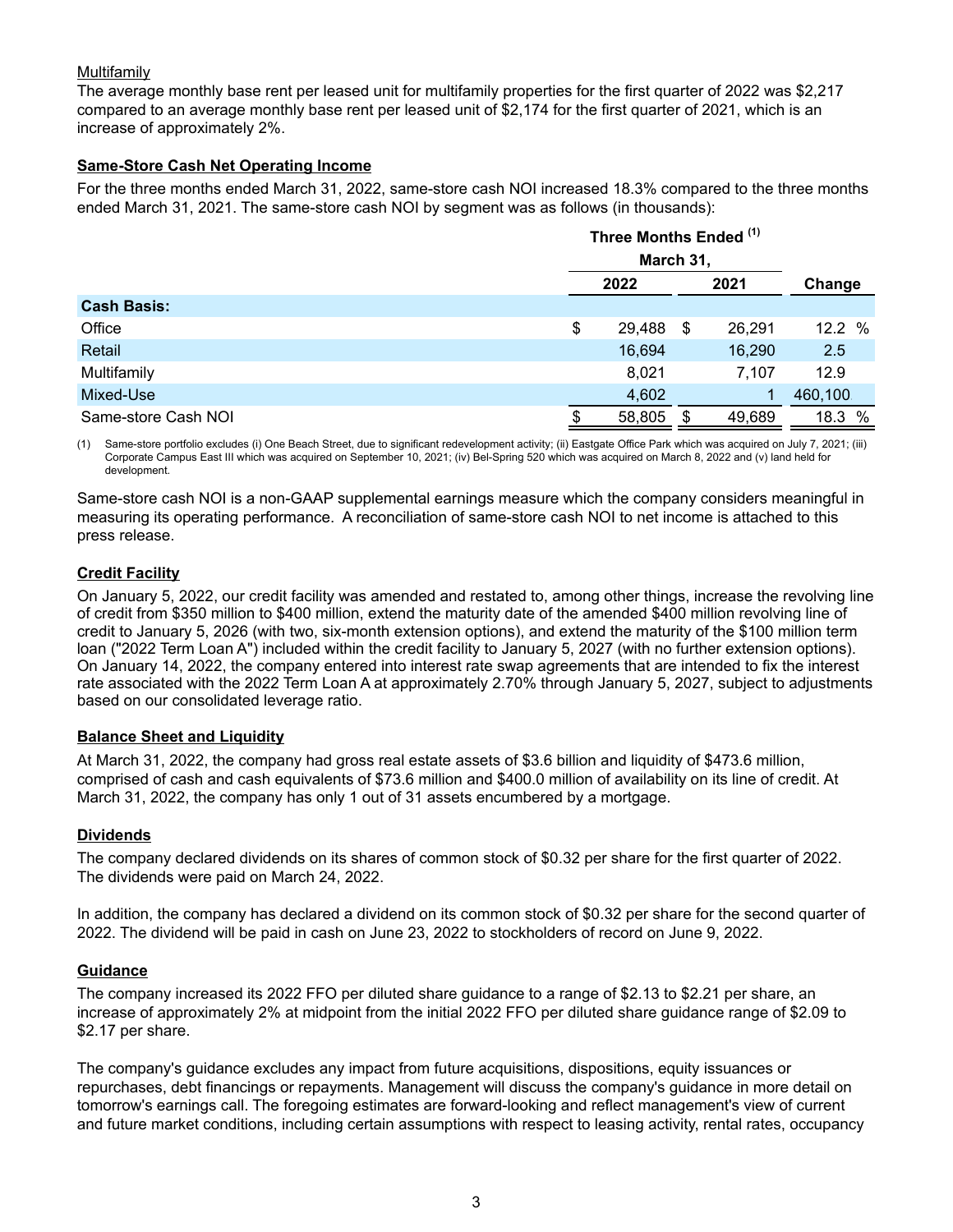Multifamily

The average monthly base rent per leased unit for multifamily properties for the first quarter of 2022 was $2,217 compared to an average monthly base rent per leased unit of $2,174 for the first quarter of 2021, which is an increase of approximately 2%.

**Same-Store Cash Net Operating Income**

For the three months ended March 31, 2022, same-store cash NOI increased 18.3% compared to the three months ended March 31, 2021. The same-store cash NOI by segment was as follows (in thousands):

| | Three Months Ended (1) March 31, | | |
|---|---|---|---|
| | 2022 | 2021 | Change |
| **Cash Basis:** | | | |
| Office | $ 29,488 | $ 26,291 | 12.2 % |
| Retail | 16,694 | 16,290 | 2.5 |
| Multifamily | 8,021 | 7,107 | 12.9 |
| Mixed-Use | 4,602 | 1 | 460,100 |
| Same-store Cash NOI | $ 58,805 | $ 49,689 | 18.3 % |

(1) Same-store portfolio excludes (i) One Beach Street, due to significant redevelopment activity; (ii) Eastgate Office Park which was acquired on July 7, 2021; (iii) Corporate Campus East III which was acquired on September 10, 2021; (iv) Bel-Spring 520 which was acquired on March 8, 2022 and (v) land held for development.

Same-store cash NOI is a non-GAAP supplemental earnings measure which the company considers meaningful in measuring its operating performance. A reconciliation of same-store cash NOI to net income is attached to this press release.

**Credit Facility**

On January 5, 2022, our credit facility was amended and restated to, among other things, increase the revolving line of credit from $350 million to $400 million, extend the maturity date of the amended $400 million revolving line of credit to January 5, 2026 (with two, six-month extension options), and extend the maturity of the $100 million term loan ("2022 Term Loan A") included within the credit facility to January 5, 2027 (with no further extension options). On January 14, 2022, the company entered into interest rate swap agreements that are intended to fix the interest rate associated with the 2022 Term Loan A at approximately 2.70% through January 5, 2027, subject to adjustments based on our consolidated leverage ratio.

**Balance Sheet and Liquidity**

At March 31, 2022, the company had gross real estate assets of $3.6 billion and liquidity of $473.6 million, comprised of cash and cash equivalents of $73.6 million and $400.0 million of availability on its line of credit. At March 31, 2022, the company has only 1 out of 31 assets encumbered by a mortgage.

**Dividends**

The company declared dividends on its shares of common stock of $0.32 per share for the first quarter of 2022. The dividends were paid on March 24, 2022.

In addition, the company has declared a dividend on its common stock of $0.32 per share for the second quarter of 2022. The dividend will be paid in cash on June 23, 2022 to stockholders of record on June 9, 2022.

**Guidance**

The company increased its 2022 FFO per diluted share guidance to a range of $2.13 to $2.21 per share, an increase of approximately 2% at midpoint from the initial 2022 FFO per diluted share guidance range of $2.09 to $2.17 per share.

The company's guidance excludes any impact from future acquisitions, dispositions, equity issuances or repurchases, debt financings or repayments. Management will discuss the company's guidance in more detail on tomorrow's earnings call. The foregoing estimates are forward-looking and reflect management's view of current and future market conditions, including certain assumptions with respect to leasing activity, rental rates, occupancy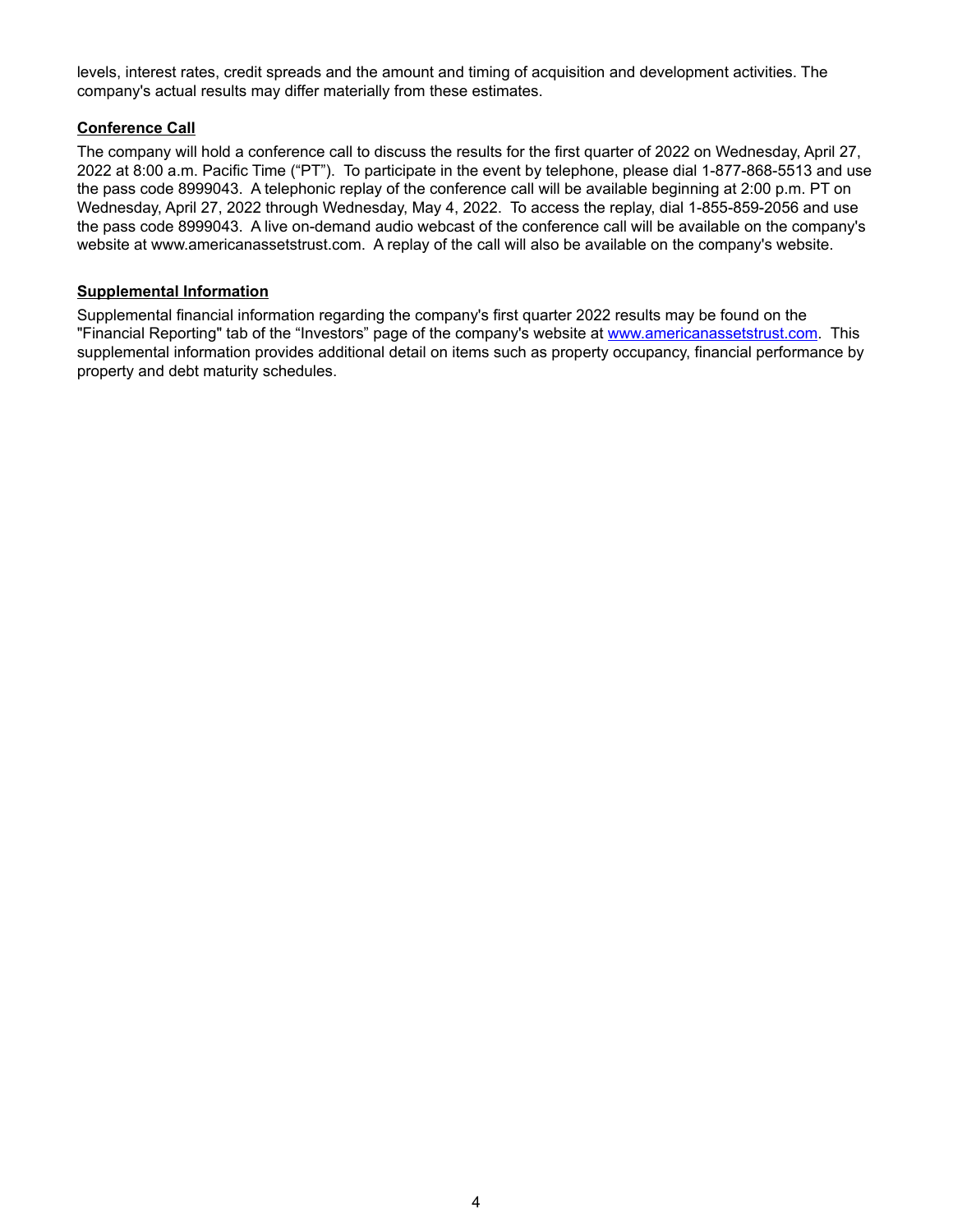levels, interest rates, credit spreads and the amount and timing of acquisition and development activities. The company's actual results may differ materially from these estimates.

**Conference Call**

The company will hold a conference call to discuss the results for the first quarter of 2022 on Wednesday, April 27, 2022 at 8:00 a.m. Pacific Time ("PT"). To participate in the event by telephone, please dial 1-877-868-5513 and use the pass code 8999043. A telephonic replay of the conference call will be available beginning at 2:00 p.m. PT on Wednesday, April 27, 2022 through Wednesday, May 4, 2022. To access the replay, dial 1-855-859-2056 and use the pass code 8999043. A live on-demand audio webcast of the conference call will be available on the company's website at www.americanassetstrust.com. A replay of the call will also be available on the company's website.

**Supplemental Information**

Supplemental financial information regarding the company's first quarter 2022 results may be found on the "Financial Reporting" tab of the "Investors" page of the company's website at [www.americanassetstrust.com](http://www.americanassetstrust.com). This supplemental information provides additional detail on items such as property occupancy, financial performance by property and debt maturity schedules.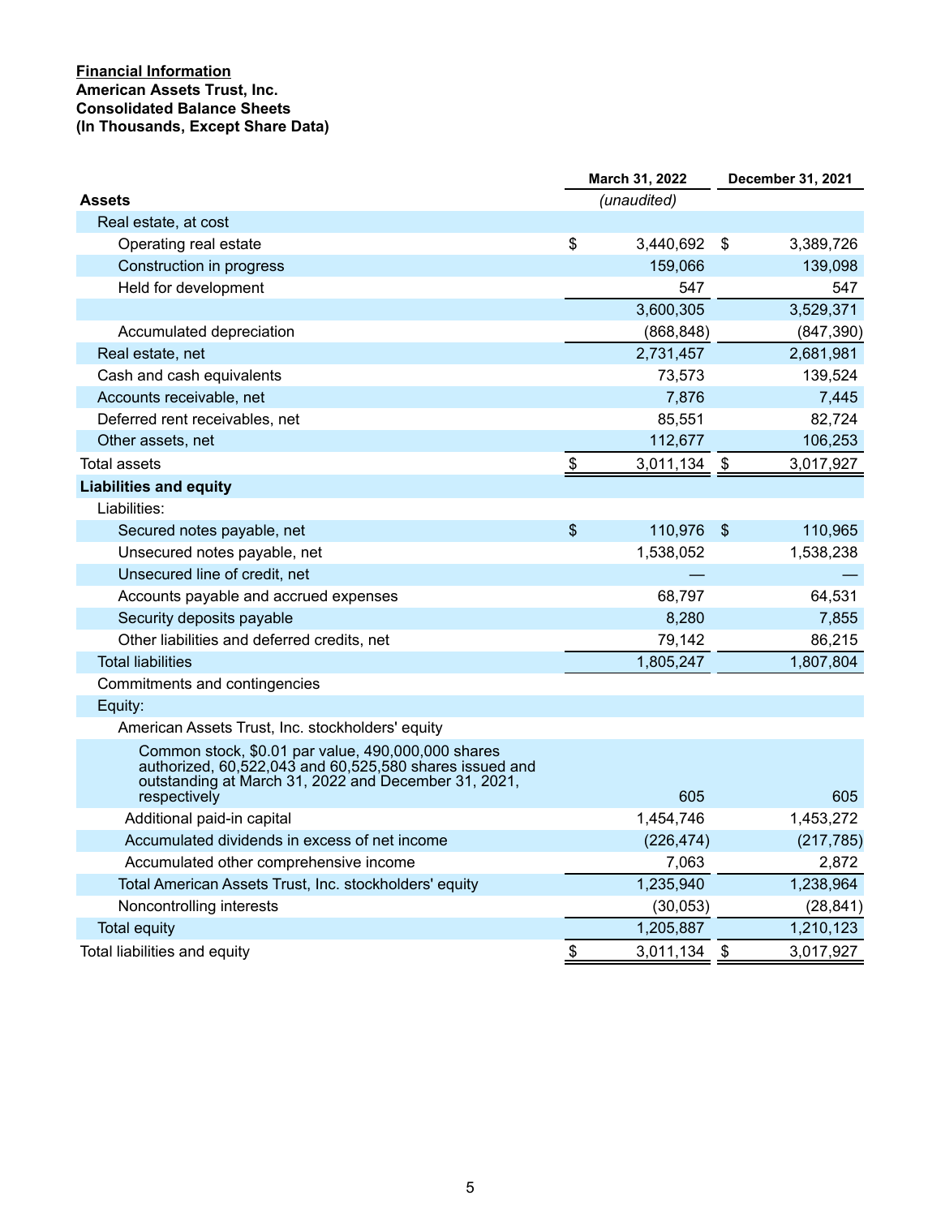**Financial Information**
**American Assets Trust, Inc.**
**Consolidated Balance Sheets**
**(In Thousands, Except Share Data)**

| | March 31, 2022 | December 31, 2021 |
|---|---|---|
| **Assets** | *(unaudited)* | |
| Real estate, at cost | | |
| Operating real estate | $ 3,440,692 | $ 3,389,726 |
| Construction in progress | 159,066 | 139,098 |
| Held for development | 547 | 547 |
| | 3,600,305 | 3,529,371 |
| Accumulated depreciation | (868,848) | (847,390) |
| Real estate, net | 2,731,457 | 2,681,981 |
| Cash and cash equivalents | 73,573 | 139,524 |
| Accounts receivable, net | 7,876 | 7,445 |
| Deferred rent receivables, net | 85,551 | 82,724 |
| Other assets, net | 112,677 | 106,253 |
| Total assets | $ 3,011,134 | $ 3,017,927 |
| **Liabilities and equity** | | |
| Liabilities: | | |
| Secured notes payable, net | $ 110,976 | $ 110,965 |
| Unsecured notes payable, net | 1,538,052 | 1,538,238 |
| Unsecured line of credit, net | — | — |
| Accounts payable and accrued expenses | 68,797 | 64,531 |
| Security deposits payable | 8,280 | 7,855 |
| Other liabilities and deferred credits, net | 79,142 | 86,215 |
| Total liabilities | 1,805,247 | 1,807,804 |
| Commitments and contingencies | | |
| Equity: | | |
| American Assets Trust, Inc. stockholders' equity | | |
| Common stock, $0.01 par value, 490,000,000 shares authorized, 60,522,043 and 60,525,580 shares issued and outstanding at March 31, 2022 and December 31, 2021, respectively | 605 | 605 |
| Additional paid-in capital | 1,454,746 | 1,453,272 |
| Accumulated dividends in excess of net income | (226,474) | (217,785) |
| Accumulated other comprehensive income | 7,063 | 2,872 |
| Total American Assets Trust, Inc. stockholders' equity | 1,235,940 | 1,238,964 |
| Noncontrolling interests | (30,053) | (28,841) |
| Total equity | 1,205,887 | 1,210,123 |
| Total liabilities and equity | $ 3,011,134 | $ 3,017,927 |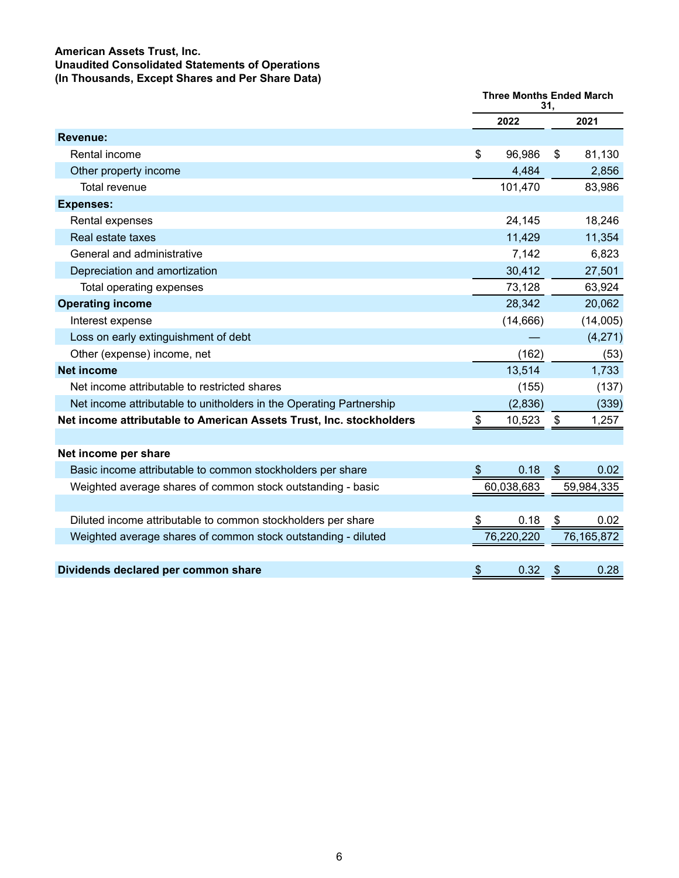**American Assets Trust, Inc.**
**Unaudited Consolidated Statements of Operations**
**(In Thousands, Except Shares and Per Share Data)**

| | Three Months Ended March 31, | |
|---|---|---|
| | 2022 | 2021 |
| **Revenue:** | | |
| Rental income | $ 96,986 | $ 81,130 |
| Other property income | 4,484 | 2,856 |
| Total revenue | 101,470 | 83,986 |
| **Expenses:** | | |
| Rental expenses | 24,145 | 18,246 |
| Real estate taxes | 11,429 | 11,354 |
| General and administrative | 7,142 | 6,823 |
| Depreciation and amortization | 30,412 | 27,501 |
| Total operating expenses | 73,128 | 63,924 |
| **Operating income** | 28,342 | 20,062 |
| Interest expense | (14,666) | (14,005) |
| Loss on early extinguishment of debt | — | (4,271) |
| Other (expense) income, net | (162) | (53) |
| **Net income** | 13,514 | 1,733 |
| Net income attributable to restricted shares | (155) | (137) |
| Net income attributable to unitholders in the Operating Partnership | (2,836) | (339) |
| **Net income attributable to American Assets Trust, Inc. stockholders** | $ 10,523 | $ 1,257 |
| | | |
| **Net income per share** | | |
| Basic income attributable to common stockholders per share | $ 0.18 | $ 0.02 |
| Weighted average shares of common stock outstanding - basic | 60,038,683 | 59,984,335 |
| | | |
| Diluted income attributable to common stockholders per share | $ 0.18 | $ 0.02 |
| Weighted average shares of common stock outstanding - diluted | 76,220,220 | 76,165,872 |
| | | |
| **Dividends declared per common share** | $ 0.32 | $ 0.28 |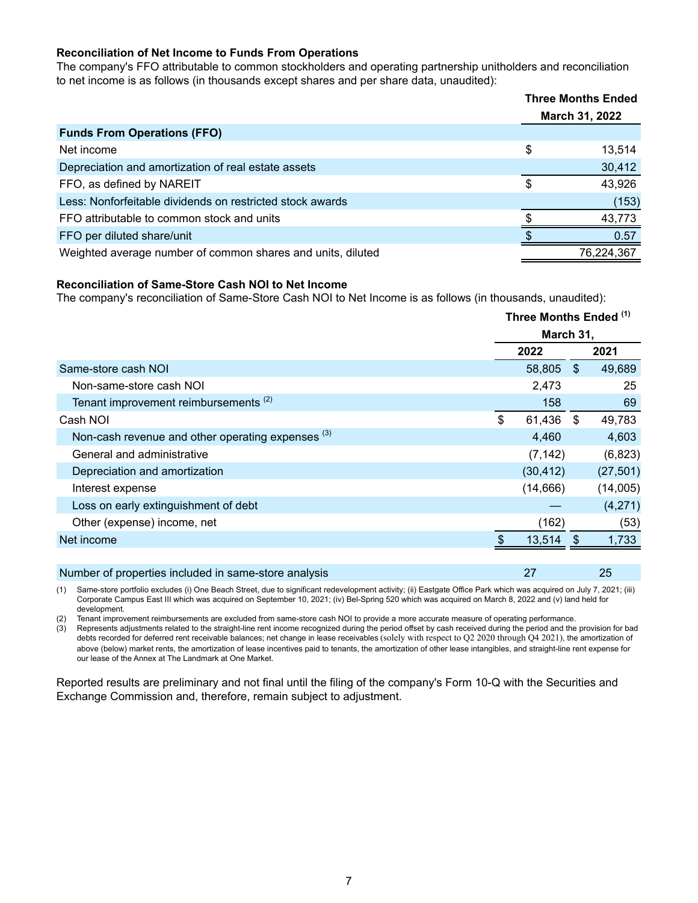**Reconciliation of Net Income to Funds From Operations**

The company's FFO attributable to common stockholders and operating partnership unitholders and reconciliation to net income is as follows (in thousands except shares and per share data, unaudited):

| | Three Months Ended March 31, 2022 |
|---|---|
| **Funds From Operations (FFO)** | |
| Net income | $ 13,514 |
| Depreciation and amortization of real estate assets | 30,412 |
| FFO, as defined by NAREIT | $ 43,926 |
| Less: Nonforfeitable dividends on restricted stock awards | (153) |
| FFO attributable to common stock and units | $ 43,773 |
| FFO per diluted share/unit | $ 0.57 |
| Weighted average number of common shares and units, diluted | 76,224,367 |

**Reconciliation of Same-Store Cash NOI to Net Income**

The company's reconciliation of Same-Store Cash NOI to Net Income is as follows (in thousands, unaudited):

| | Three Months Ended (1) March 31, | |
|---|---|---|
| | 2022 | 2021 |
| Same-store cash NOI | 58,805 | $ 49,689 |
| Non-same-store cash NOI | 2,473 | 25 |
| Tenant improvement reimbursements (2) | 158 | 69 |
| Cash NOI | $ 61,436 | $ 49,783 |
| Non-cash revenue and other operating expenses (3) | 4,460 | 4,603 |
| General and administrative | (7,142) | (6,823) |
| Depreciation and amortization | (30,412) | (27,501) |
| Interest expense | (14,666) | (14,005) |
| Loss on early extinguishment of debt | — | (4,271) |
| Other (expense) income, net | (162) | (53) |
| Net income | $ 13,514 | $ 1,733 |
| | | |
| Number of properties included in same-store analysis | 27 | 25 |

(1) Same-store portfolio excludes (i) One Beach Street, due to significant redevelopment activity; (ii) Eastgate Office Park which was acquired on July 7, 2021; (iii) Corporate Campus East III which was acquired on September 10, 2021; (iv) Bel-Spring 520 which was acquired on March 8, 2022 and (v) land held for development.

(2) Tenant improvement reimbursements are excluded from same-store cash NOI to provide a more accurate measure of operating performance.

(3) Represents adjustments related to the straight-line rent income recognized during the period offset by cash received during the period and the provision for bad debts recorded for deferred rent receivable balances; net change in lease receivables (solely with respect to Q2 2020 through Q4 2021), the amortization of above (below) market rents, the amortization of lease incentives paid to tenants, the amortization of other lease intangibles, and straight-line rent expense for our lease of the Annex at The Landmark at One Market.

Reported results are preliminary and not final until the filing of the company's Form 10-Q with the Securities and Exchange Commission and, therefore, remain subject to adjustment.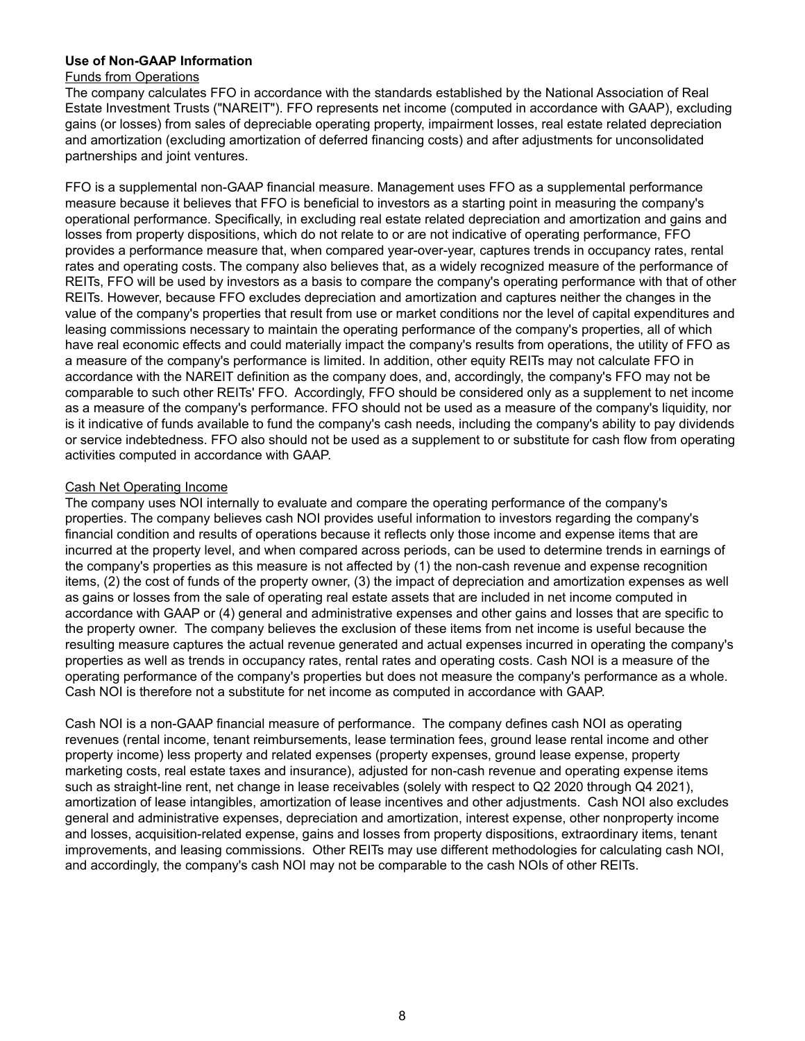## Use of Non-GAAP Information

Funds from Operations

The company calculates FFO in accordance with the standards established by the National Association of Real Estate Investment Trusts ("NAREIT"). FFO represents net income (computed in accordance with GAAP), excluding gains (or losses) from sales of depreciable operating property, impairment losses, real estate related depreciation and amortization (excluding amortization of deferred financing costs) and after adjustments for unconsolidated partnerships and joint ventures.

FFO is a supplemental non-GAAP financial measure. Management uses FFO as a supplemental performance measure because it believes that FFO is beneficial to investors as a starting point in measuring the company's operational performance. Specifically, in excluding real estate related depreciation and amortization and gains and losses from property dispositions, which do not relate to or are not indicative of operating performance, FFO provides a performance measure that, when compared year-over-year, captures trends in occupancy rates, rental rates and operating costs. The company also believes that, as a widely recognized measure of the performance of REITs, FFO will be used by investors as a basis to compare the company's operating performance with that of other REITs. However, because FFO excludes depreciation and amortization and captures neither the changes in the value of the company's properties that result from use or market conditions nor the level of capital expenditures and leasing commissions necessary to maintain the operating performance of the company's properties, all of which have real economic effects and could materially impact the company's results from operations, the utility of FFO as a measure of the company's performance is limited. In addition, other equity REITs may not calculate FFO in accordance with the NAREIT definition as the company does, and, accordingly, the company's FFO may not be comparable to such other REITs' FFO. Accordingly, FFO should be considered only as a supplement to net income as a measure of the company's performance. FFO should not be used as a measure of the company's liquidity, nor is it indicative of funds available to fund the company's cash needs, including the company's ability to pay dividends or service indebtedness. FFO also should not be used as a supplement to or substitute for cash flow from operating activities computed in accordance with GAAP.

Cash Net Operating Income

The company uses NOI internally to evaluate and compare the operating performance of the company's properties. The company believes cash NOI provides useful information to investors regarding the company's financial condition and results of operations because it reflects only those income and expense items that are incurred at the property level, and when compared across periods, can be used to determine trends in earnings of the company's properties as this measure is not affected by (1) the non-cash revenue and expense recognition items, (2) the cost of funds of the property owner, (3) the impact of depreciation and amortization expenses as well as gains or losses from the sale of operating real estate assets that are included in net income computed in accordance with GAAP or (4) general and administrative expenses and other gains and losses that are specific to the property owner. The company believes the exclusion of these items from net income is useful because the resulting measure captures the actual revenue generated and actual expenses incurred in operating the company's properties as well as trends in occupancy rates, rental rates and operating costs. Cash NOI is a measure of the operating performance of the company's properties but does not measure the company's performance as a whole. Cash NOI is therefore not a substitute for net income as computed in accordance with GAAP.

Cash NOI is a non-GAAP financial measure of performance. The company defines cash NOI as operating revenues (rental income, tenant reimbursements, lease termination fees, ground lease rental income and other property income) less property and related expenses (property expenses, ground lease expense, property marketing costs, real estate taxes and insurance), adjusted for non-cash revenue and operating expense items such as straight-line rent, net change in lease receivables (solely with respect to Q2 2020 through Q4 2021), amortization of lease intangibles, amortization of lease incentives and other adjustments. Cash NOI also excludes general and administrative expenses, depreciation and amortization, interest expense, other nonproperty income and losses, acquisition-related expense, gains and losses from property dispositions, extraordinary items, tenant improvements, and leasing commissions. Other REITs may use different methodologies for calculating cash NOI, and accordingly, the company's cash NOI may not be comparable to the cash NOIs of other REITs.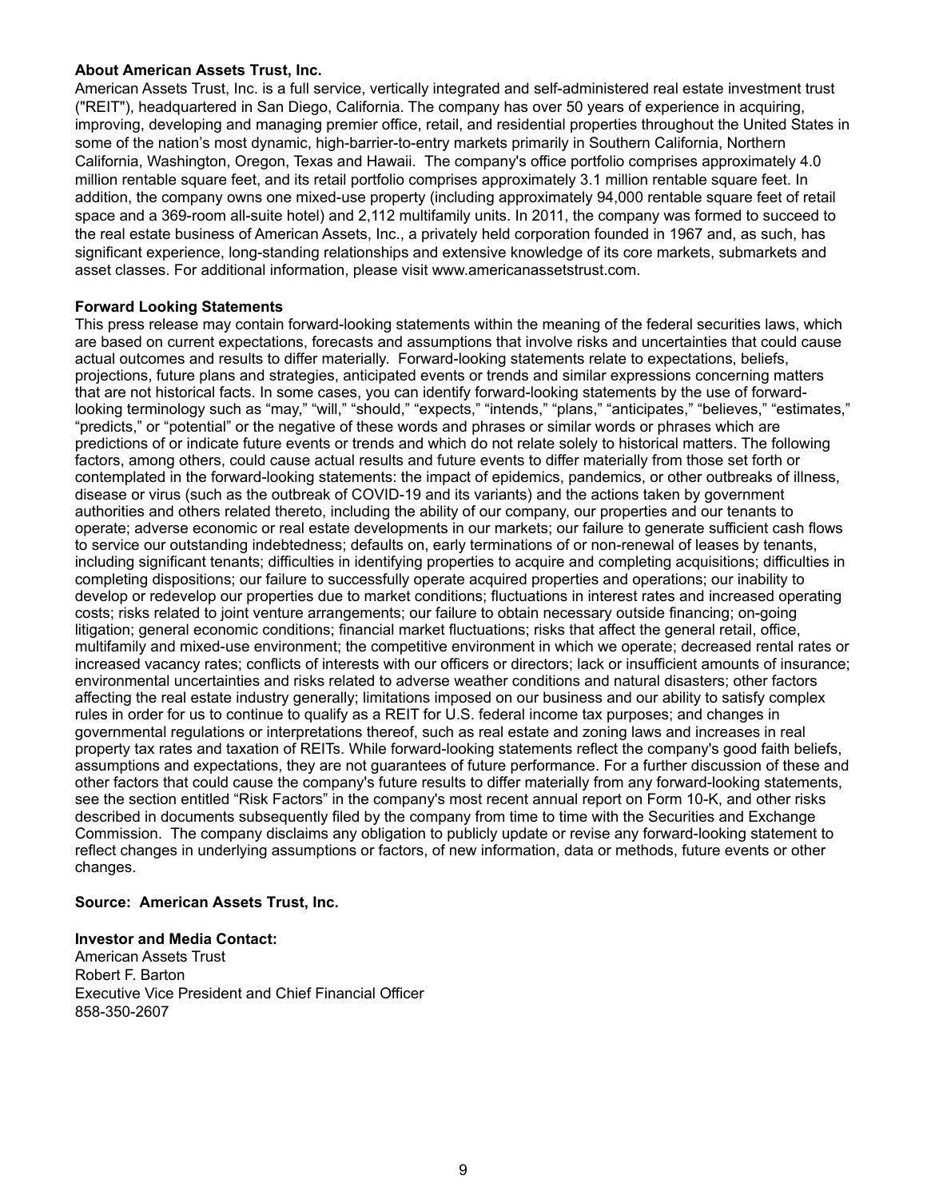**About American Assets Trust, Inc.**

American Assets Trust, Inc. is a full service, vertically integrated and self-administered real estate investment trust ("REIT"), headquartered in San Diego, California. The company has over 50 years of experience in acquiring, improving, developing and managing premier office, retail, and residential properties throughout the United States in some of the nation's most dynamic, high-barrier-to-entry markets primarily in Southern California, Northern California, Washington, Oregon, Texas and Hawaii. The company's office portfolio comprises approximately 4.0 million rentable square feet, and its retail portfolio comprises approximately 3.1 million rentable square feet. In addition, the company owns one mixed-use property (including approximately 94,000 rentable square feet of retail space and a 369-room all-suite hotel) and 2,112 multifamily units. In 2011, the company was formed to succeed to the real estate business of American Assets, Inc., a privately held corporation founded in 1967 and, as such, has significant experience, long-standing relationships and extensive knowledge of its core markets, submarkets and asset classes. For additional information, please visit www.americanassetstrust.com.

**Forward Looking Statements**

This press release may contain forward-looking statements within the meaning of the federal securities laws, which are based on current expectations, forecasts and assumptions that involve risks and uncertainties that could cause actual outcomes and results to differ materially. Forward-looking statements relate to expectations, beliefs, projections, future plans and strategies, anticipated events or trends and similar expressions concerning matters that are not historical facts. In some cases, you can identify forward-looking statements by the use of forward-looking terminology such as "may," "will," "should," "expects," "intends," "plans," "anticipates," "believes," "estimates," "predicts," or "potential" or the negative of these words and phrases or similar words or phrases which are predictions of or indicate future events or trends and which do not relate solely to historical matters. The following factors, among others, could cause actual results and future events to differ materially from those set forth or contemplated in the forward-looking statements: the impact of epidemics, pandemics, or other outbreaks of illness, disease or virus (such as the outbreak of COVID-19 and its variants) and the actions taken by government authorities and others related thereto, including the ability of our company, our properties and our tenants to operate; adverse economic or real estate developments in our markets; our failure to generate sufficient cash flows to service our outstanding indebtedness; defaults on, early terminations of or non-renewal of leases by tenants, including significant tenants; difficulties in identifying properties to acquire and completing acquisitions; difficulties in completing dispositions; our failure to successfully operate acquired properties and operations; our inability to develop or redevelop our properties due to market conditions; fluctuations in interest rates and increased operating costs; risks related to joint venture arrangements; our failure to obtain necessary outside financing; on-going litigation; general economic conditions; financial market fluctuations; risks that affect the general retail, office, multifamily and mixed-use environment; the competitive environment in which we operate; decreased rental rates or increased vacancy rates; conflicts of interests with our officers or directors; lack or insufficient amounts of insurance; environmental uncertainties and risks related to adverse weather conditions and natural disasters; other factors affecting the real estate industry generally; limitations imposed on our business and our ability to satisfy complex rules in order for us to continue to qualify as a REIT for U.S. federal income tax purposes; and changes in governmental regulations or interpretations thereof, such as real estate and zoning laws and increases in real property tax rates and taxation of REITs. While forward-looking statements reflect the company's good faith beliefs, assumptions and expectations, they are not guarantees of future performance. For a further discussion of these and other factors that could cause the company's future results to differ materially from any forward-looking statements, see the section entitled "Risk Factors" in the company's most recent annual report on Form 10-K, and other risks described in documents subsequently filed by the company from time to time with the Securities and Exchange Commission. The company disclaims any obligation to publicly update or revise any forward-looking statement to reflect changes in underlying assumptions or factors, of new information, data or methods, future events or other changes.

**Source: American Assets Trust, Inc.**

**Investor and Media Contact:**

American Assets Trust
Robert F. Barton
Executive Vice President and Chief Financial Officer
858-350-2607